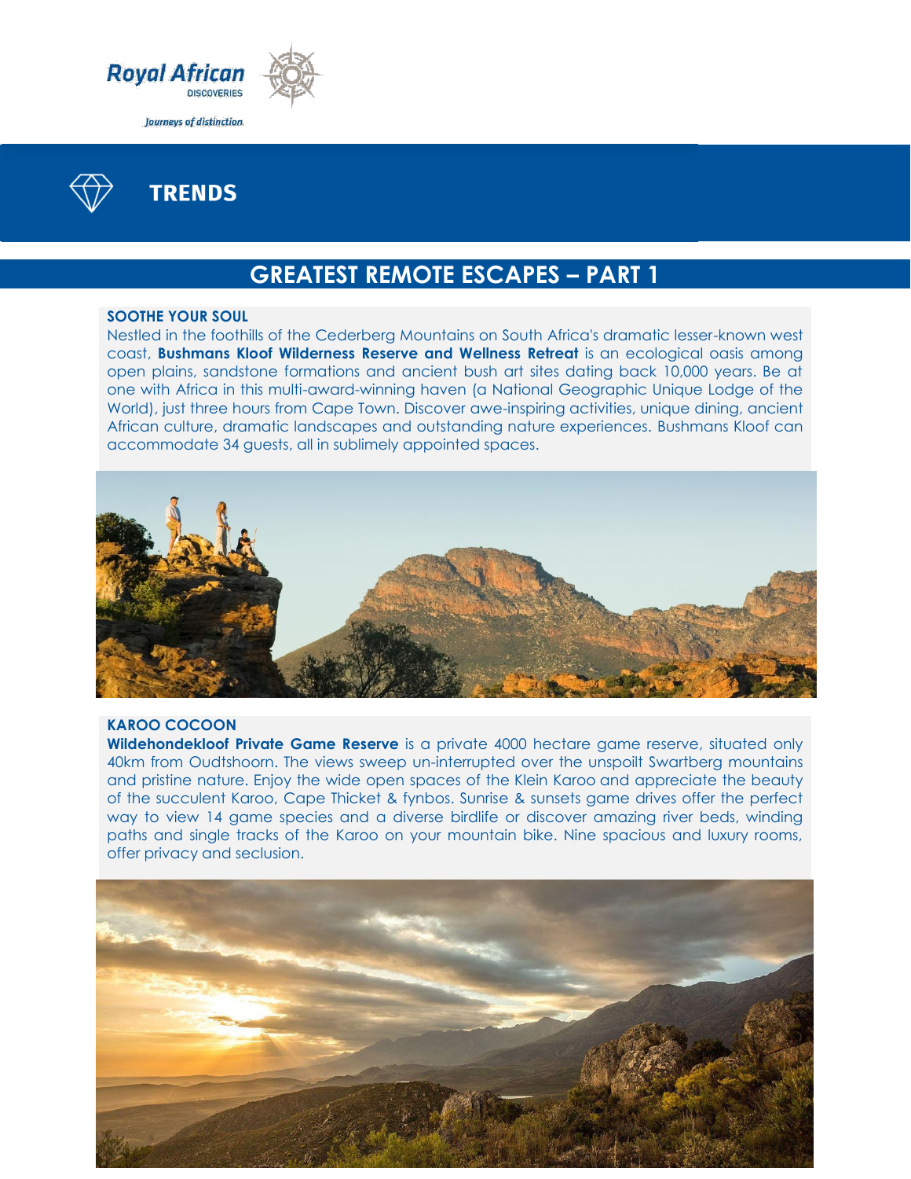Royal African
DISCOVERIES

*Journeys of distinction*

# TRENDS

## GREATEST REMOTE ESCAPES – PART 1

### SOOTHE YOUR SOUL

Nestled in the foothills of the Cederberg Mountains on South Africa's dramatic lesser-known west coast, **Bushmans Kloof Wilderness Reserve and Wellness Retreat** is an ecological oasis among open plains, sandstone formations and ancient bush art sites dating back 10,000 years. Be at one with Africa in this multi-award-winning haven (a National Geographic Unique Lodge of the World), just three hours from Cape Town. Discover awe-inspiring activities, unique dining, ancient African culture, dramatic landscapes and outstanding nature experiences. Bushmans Kloof can accommodate 34 guests, all in sublimely appointed spaces.

### KAROO COCOON

**Wildehondekloof Private Game Reserve** is a private 4000 hectare game reserve, situated only 40km from Oudtshoorn. The views sweep un-interrupted over the unspoilt Swartberg mountains and pristine nature. Enjoy the wide open spaces of the Klein Karoo and appreciate the beauty of the succulent Karoo, Cape Thicket & fynbos. Sunrise & sunsets game drives offer the perfect way to view 14 game species and a diverse birdlife or discover amazing river beds, winding paths and single tracks of the Karoo on your mountain bike. Nine spacious and luxury rooms, offer privacy and seclusion.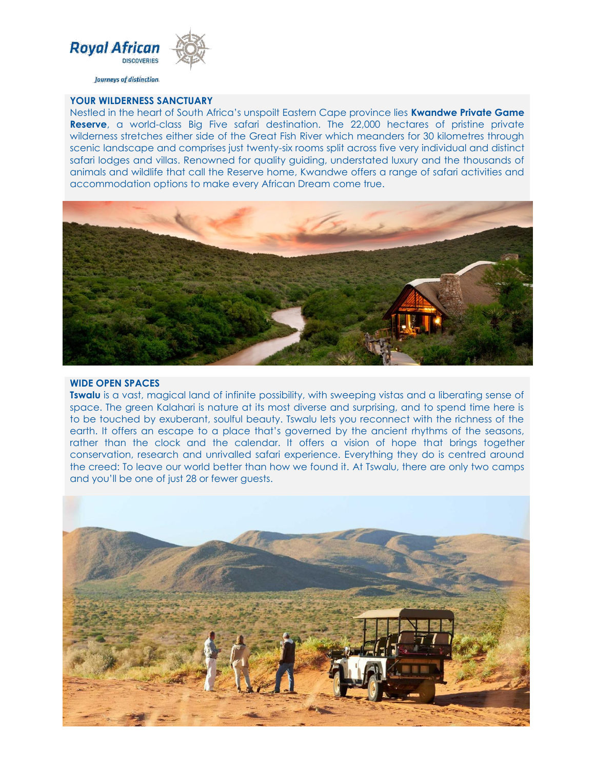Royal African
DISCOVERIES

*Journeys of distinction*

## YOUR WILDERNESS SANCTUARY

Nestled in the heart of South Africa's unspoilt Eastern Cape province lies **Kwandwe Private Game Reserve**, a world-class Big Five safari destination. The 22,000 hectares of pristine private wilderness stretches either side of the Great Fish River which meanders for 30 kilometres through scenic landscape and comprises just twenty-six rooms split across five very individual and distinct safari lodges and villas. Renowned for quality guiding, understated luxury and the thousands of animals and wildlife that call the Reserve home, Kwandwe offers a range of safari activities and accommodation options to make every African Dream come true.

## WIDE OPEN SPACES

**Tswalu** is a vast, magical land of infinite possibility, with sweeping vistas and a liberating sense of space. The green Kalahari is nature at its most diverse and surprising, and to spend time here is to be touched by exuberant, soulful beauty. Tswalu lets you reconnect with the richness of the earth. It offers an escape to a place that's governed by the ancient rhythms of the seasons, rather than the clock and the calendar. It offers a vision of hope that brings together conservation, research and unrivalled safari experience. Everything they do is centred around the creed: To leave our world better than how we found it. At Tswalu, there are only two camps and you'll be one of just 28 or fewer guests.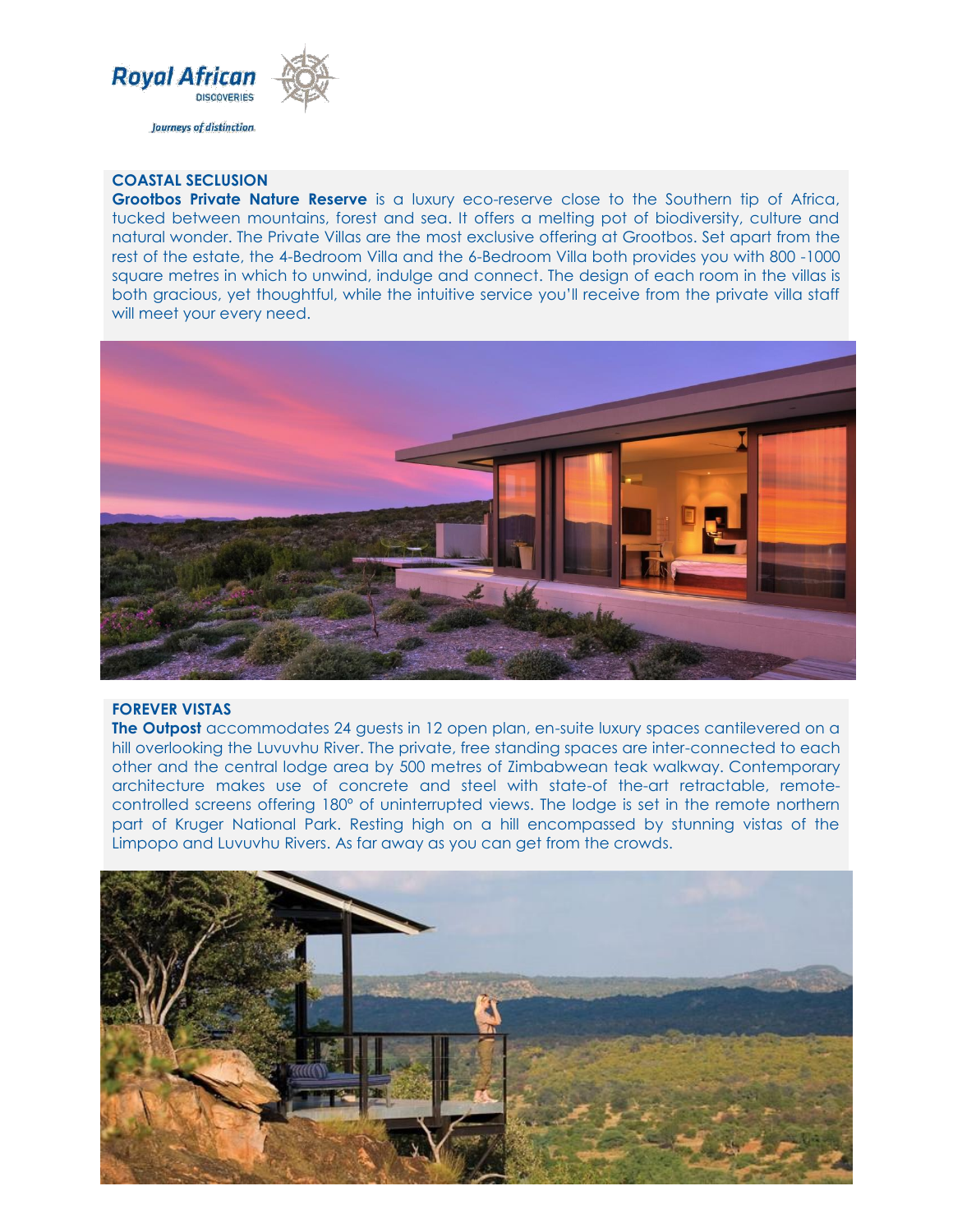## COASTAL SECLUSION

**Grootbos Private Nature Reserve** is a luxury eco-reserve close to the Southern tip of Africa, tucked between mountains, forest and sea. It offers a melting pot of biodiversity, culture and natural wonder. The Private Villas are the most exclusive offering at Grootbos. Set apart from the rest of the estate, the 4-Bedroom Villa and the 6-Bedroom Villa both provides you with 800 -1000 square metres in which to unwind, indulge and connect. The design of each room in the villas is both gracious, yet thoughtful, while the intuitive service you'll receive from the private villa staff will meet your every need.

## FOREVER VISTAS

**The Outpost** accommodates 24 guests in 12 open plan, en-suite luxury spaces cantilevered on a hill overlooking the Luvuvhu River. The private, free standing spaces are inter-connected to each other and the central lodge area by 500 metres of Zimbabwean teak walkway. Contemporary architecture makes use of concrete and steel with state-of the-art retractable, remote-controlled screens offering 180° of uninterrupted views. The lodge is set in the remote northern part of Kruger National Park. Resting high on a hill encompassed by stunning vistas of the Limpopo and Luvuvhu Rivers. As far away as you can get from the crowds.